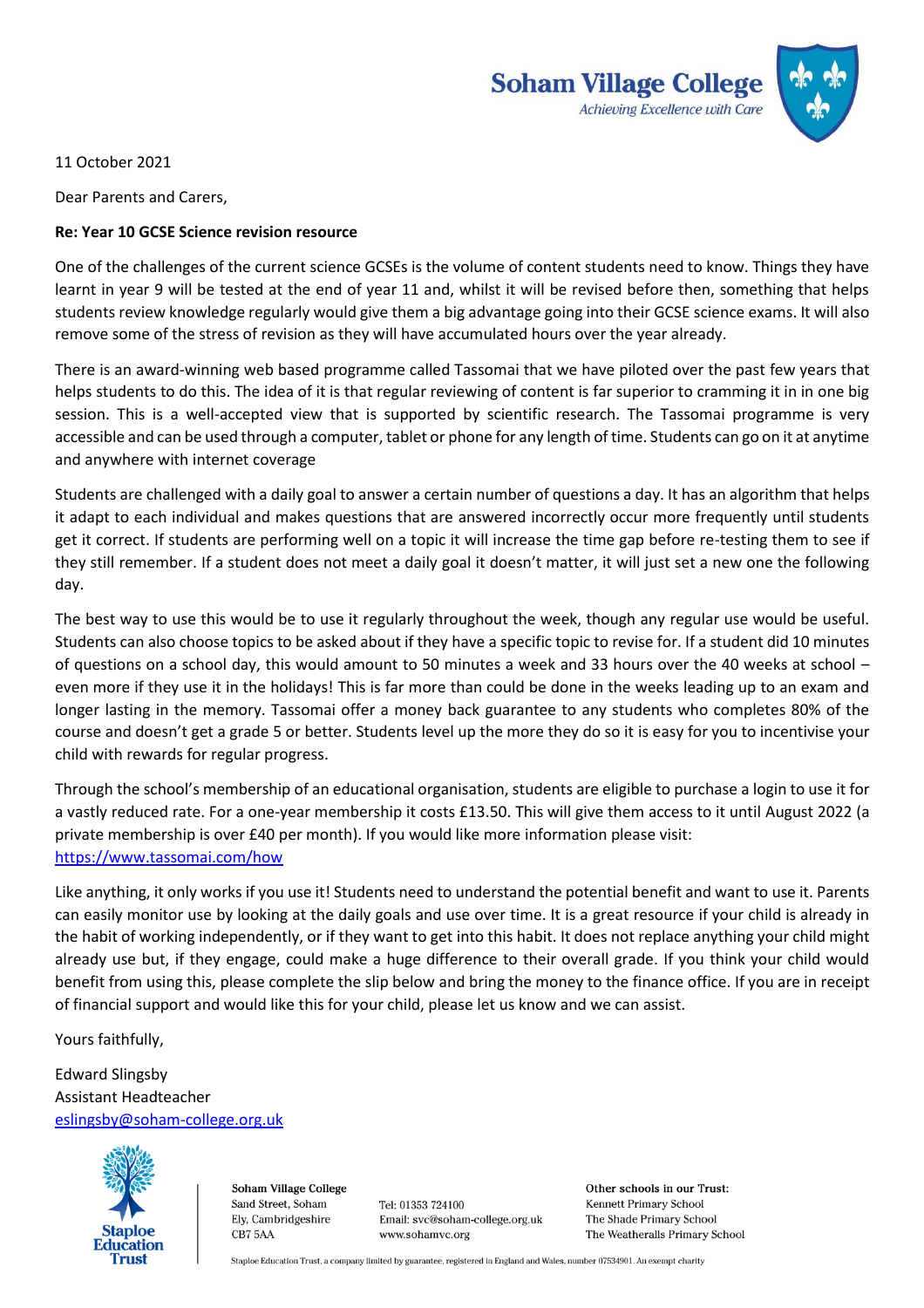**Soham Village College**
*Achieving Excellence with Care*

11 October 2021

Dear Parents and Carers,

**Re: Year 10 GCSE Science revision resource**

One of the challenges of the current science GCSEs is the volume of content students need to know. Things they have learnt in year 9 will be tested at the end of year 11 and, whilst it will be revised before then, something that helps students review knowledge regularly would give them a big advantage going into their GCSE science exams. It will also remove some of the stress of revision as they will have accumulated hours over the year already.

There is an award-winning web based programme called Tassomai that we have piloted over the past few years that helps students to do this. The idea of it is that regular reviewing of content is far superior to cramming it in in one big session. This is a well-accepted view that is supported by scientific research. The Tassomai programme is very accessible and can be used through a computer, tablet or phone for any length of time. Students can go on it at anytime and anywhere with internet coverage

Students are challenged with a daily goal to answer a certain number of questions a day. It has an algorithm that helps it adapt to each individual and makes questions that are answered incorrectly occur more frequently until students get it correct. If students are performing well on a topic it will increase the time gap before re-testing them to see if they still remember. If a student does not meet a daily goal it doesn't matter, it will just set a new one the following day.

The best way to use this would be to use it regularly throughout the week, though any regular use would be useful. Students can also choose topics to be asked about if they have a specific topic to revise for. If a student did 10 minutes of questions on a school day, this would amount to 50 minutes a week and 33 hours over the 40 weeks at school – even more if they use it in the holidays! This is far more than could be done in the weeks leading up to an exam and longer lasting in the memory. Tassomai offer a money back guarantee to any students who completes 80% of the course and doesn't get a grade 5 or better. Students level up the more they do so it is easy for you to incentivise your child with rewards for regular progress.

Through the school's membership of an educational organisation, students are eligible to purchase a login to use it for a vastly reduced rate. For a one-year membership it costs £13.50. This will give them access to it until August 2022 (a private membership is over £40 per month). If you would like more information please visit: https://www.tassomai.com/how

Like anything, it only works if you use it! Students need to understand the potential benefit and want to use it. Parents can easily monitor use by looking at the daily goals and use over time. It is a great resource if your child is already in the habit of working independently, or if they want to get into this habit. It does not replace anything your child might already use but, if they engage, could make a huge difference to their overall grade. If you think your child would benefit from using this, please complete the slip below and bring the money to the finance office. If you are in receipt of financial support and would like this for your child, please let us know and we can assist.

Yours faithfully,

Edward Slingsby
Assistant Headteacher
eslingsby@soham-college.org.uk

Staploe Education Trust

**Soham Village College**
Sand Street, Soham
Ely, Cambridgeshire
CB7 5AA

Tel: 01353 724100
Email: svc@soham-college.org.uk
www.sohamvc.org

**Other schools in our Trust:**
Kennett Primary School
The Shade Primary School
The Weatheralls Primary School

Staploe Education Trust, a company limited by guarantee, registered in England and Wales, number 07534901. An exempt charity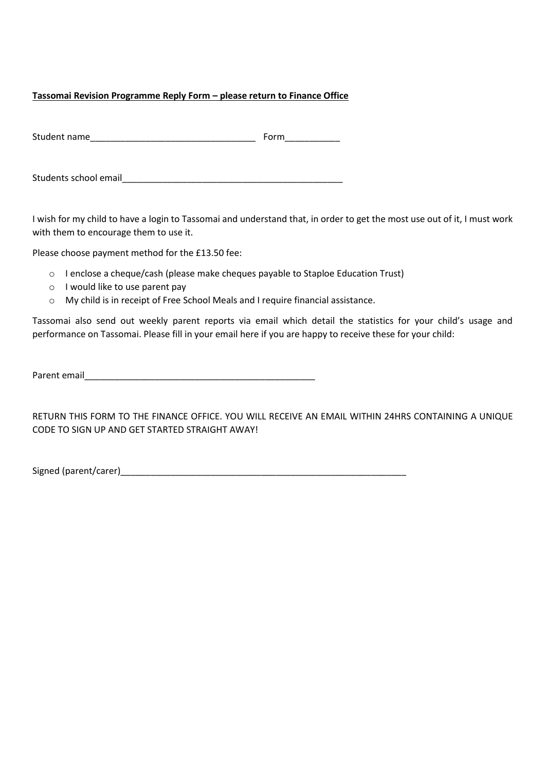**Tassomai Revision Programme Reply Form – please return to Finance Office**

Student name_________________________________ Form___________

Students school email_____________________________________________

I wish for my child to have a login to Tassomai and understand that, in order to get the most use out of it, I must work with them to encourage them to use it.

Please choose payment method for the £13.50 fee:

- I enclose a cheque/cash (please make cheques payable to Staploe Education Trust)
- I would like to use parent pay
- My child is in receipt of Free School Meals and I require financial assistance.

Tassomai also send out weekly parent reports via email which detail the statistics for your child's usage and performance on Tassomai. Please fill in your email here if you are happy to receive these for your child:

Parent email________________________________________________

RETURN THIS FORM TO THE FINANCE OFFICE. YOU WILL RECEIVE AN EMAIL WITHIN 24HRS CONTAINING A UNIQUE CODE TO SIGN UP AND GET STARTED STRAIGHT AWAY!

Signed (parent/carer)____________________________________________________________